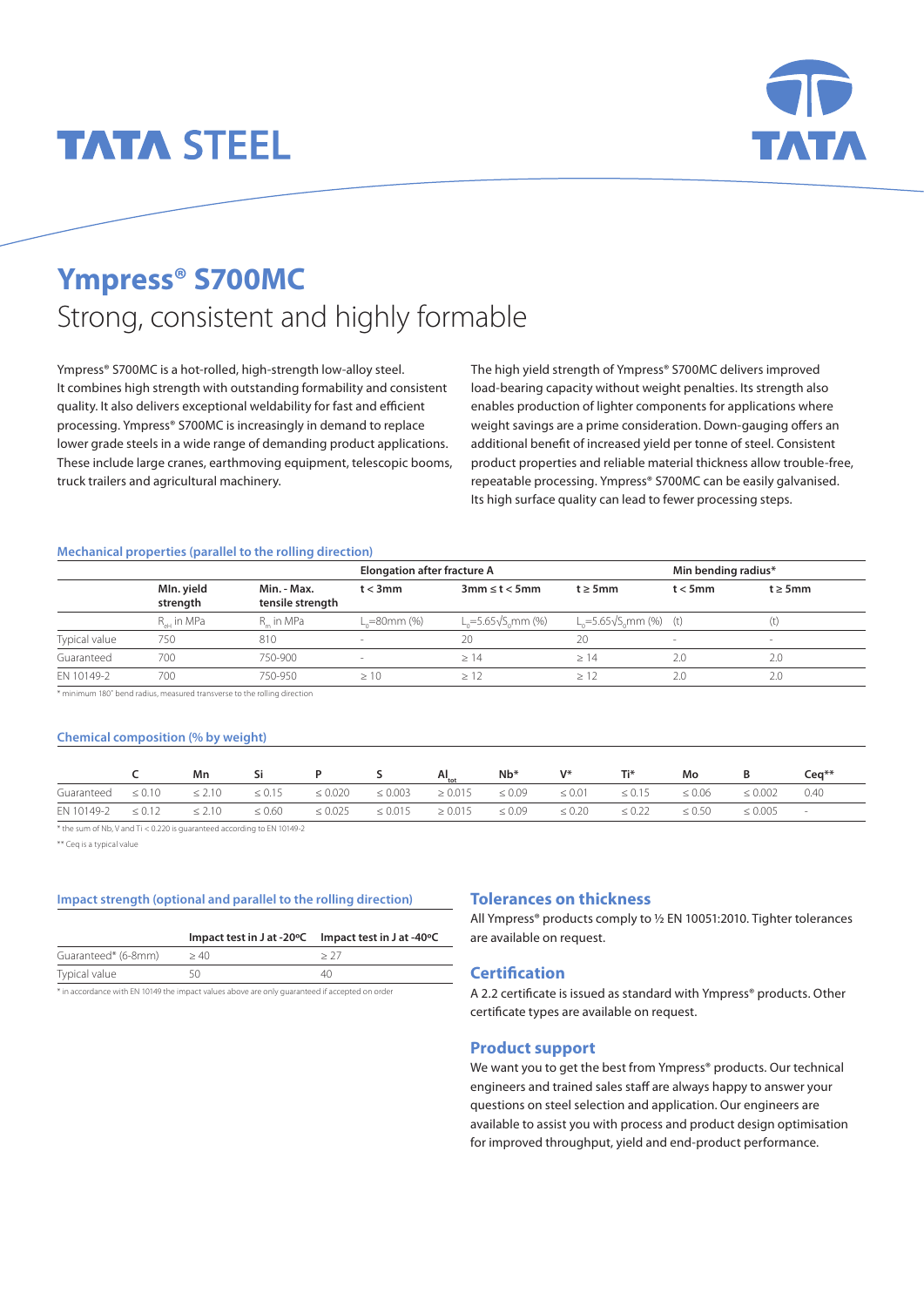# Ympress® S700MC

## Strong, consistent and highly formable

Ympress® S700MC is a hot-rolled, high-strength low-alloy steel. It combines high strength with outstanding formability and consistent quality. It also delivers exceptional weldability for fast and efficient processing. Ympress® S700MC is increasingly in demand to replace lower grade steels in a wide range of demanding product applications. These include large cranes, earthmoving equipment, telescopic booms, truck trailers and agricultural machinery.

The high yield strength of Ympress® S700MC delivers improved load-bearing capacity without weight penalties. Its strength also enables production of lighter components for applications where weight savings are a prime consideration. Down-gauging offers an additional benefit of increased yield per tonne of steel. Consistent product properties and reliable material thickness allow trouble-free, repeatable processing. Ympress® S700MC can be easily galvanised. Its high surface quality can lead to fewer processing steps.

### Mechanical properties (parallel to the rolling direction)

| | MIn. yield strength | Min. - Max. tensile strength | Elongation after fracture A | | | Min bending radius* | |
|---|---|---|---|---|---|---|---|
| | | | t < 3mm | 3mm ≤ t < 5mm | t ≥ 5mm | t < 5mm | t ≥ 5mm |
| | $R_{eH}$ in MPa | $R_m$ in MPa | $L_0$=80mm (%) | $L_0=5.65\sqrt{S_0}$mm (%) | $L_0=5.65\sqrt{S_0}$mm (%) | (t) | (t) |
| Typical value | 750 | 810 | - | 20 | 20 | - | - |
| Guaranteed | 700 | 750-900 | - | ≥ 14 | ≥ 14 | 2.0 | 2.0 |
| EN 10149-2 | 700 | 750-950 | ≥ 10 | ≥ 12 | ≥ 12 | 2.0 | 2.0 |

\* minimum 180° bend radius, measured transverse to the rolling direction

### Chemical composition (% by weight)

| | C | Mn | Si | P | S | $Al_{tot}$ | Nb* | V* | Ti* | Mo | B | Ceq** |
|---|---|---|---|---|---|---|---|---|---|---|---|---|
| Guaranteed | ≤ 0.10 | ≤ 2.10 | ≤ 0.15 | ≤ 0.020 | ≤ 0.003 | ≥ 0.015 | ≤ 0.09 | ≤ 0.01 | ≤ 0.15 | ≤ 0.06 | ≤ 0.002 | 0.40 |
| EN 10149-2 | ≤ 0.12 | ≤ 2.10 | ≤ 0.60 | ≤ 0.025 | ≤ 0.015 | ≥ 0.015 | ≤ 0.09 | ≤ 0.20 | ≤ 0.22 | ≤ 0.50 | ≤ 0.005 | - |

\* the sum of Nb, V and Ti < 0.220 is guaranteed according to EN 10149-2

\** Ceq is a typical value

### Impact strength (optional and parallel to the rolling direction)

| | Impact test in J at -20ºC | Impact test in J at -40ºC |
|---|---|---|
| Guaranteed* (6-8mm) | ≥ 40 | ≥ 27 |
| Typical value | 50 | 40 |

\* in accordance with EN 10149 the impact values above are only guaranteed if accepted on order

### Tolerances on thickness

All Ympress® products comply to ½ EN 10051:2010. Tighter tolerances are available on request.

### Certification

A 2.2 certificate is issued as standard with Ympress® products. Other certificate types are available on request.

### Product support

We want you to get the best from Ympress® products. Our technical engineers and trained sales staff are always happy to answer your questions on steel selection and application. Our engineers are available to assist you with process and product design optimisation for improved throughput, yield and end-product performance.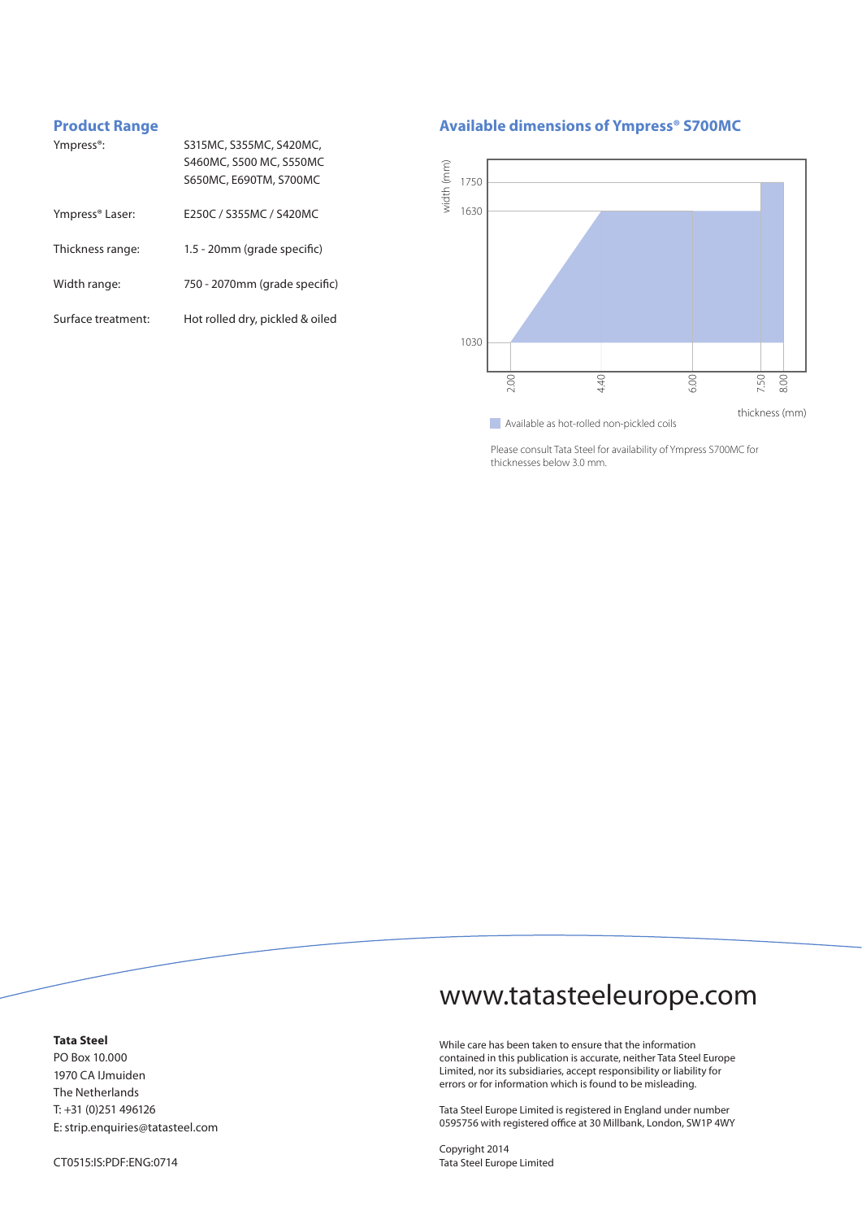## Product Range

| | |
|---|---|
| Ympress®: | S315MC, S355MC, S420MC, S460MC, S500 MC, S550MC S650MC, E690TM, S700MC |
| Ympress® Laser: | E250C / S355MC / S420MC |
| Thickness range: | 1.5 - 20mm (grade specific) |
| Width range: | 750 - 2070mm (grade specific) |
| Surface treatment: | Hot rolled dry, pickled & oiled |

## Available dimensions of Ympress® S700MC

width (mm)

1750

1630

1030

2.00

4.40

6.00

7.50

8.00

thickness (mm)

Available as hot-rolled non-pickled coils

Please consult Tata Steel for availability of Ympress S700MC for thicknesses below 3.0 mm.

www.tatasteeleurope.com

**Tata Steel**
PO Box 10.000
1970 CA IJmuiden
The Netherlands
T: +31 (0)251 496126
E: strip.enquiries@tatasteel.com

While care has been taken to ensure that the information contained in this publication is accurate, neither Tata Steel Europe Limited, nor its subsidiaries, accept responsibility or liability for errors or for information which is found to be misleading.

Tata Steel Europe Limited is registered in England under number 0595756 with registered office at 30 Millbank, London, SW1P 4WY

Copyright 2014
Tata Steel Europe Limited

CT0515:IS:PDF:ENG:0714